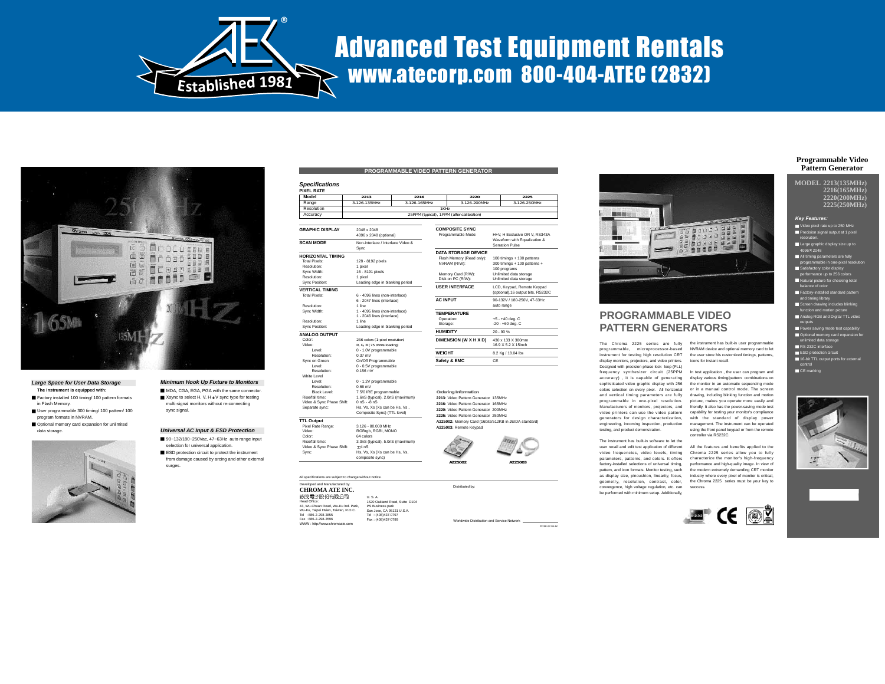# Advanced Test Equipment Rentals

## www.atecorp.com 800-404-ATEC (2832)

Established 1981

### Large Space for User Data Storage

**The instrument is equipped with:**

- Factory installed 100 timing/ 100 pattern formats in Flash Memory.
- User programmable 300 timing/ 100 pattern/ 100 program formats in NVRAM.
- Optional memory card expansion for unlimited data storage.

### Minimum Hook Up Fixture to Monitors

- MDA, CGA, EGA, PGA with the same connector.
- Xsync to select H, V, H+V sync type for testing multi-signal monitors without re-connecting sync signal.

### Universal AC Input & ESD Protection

- 90~132/180~250Vac, 47~63Hz auto range input selection for universal application.
- ESD protection circuit to protect the instrument from damage caused by arcing and other external surges.

## PROGRAMMABLE VIDEO PATTERN GENERATOR

### Specifications

**PIXEL RATE**

| Model | 2213 | 2216 | 2220 | 2225 |
|---|---|---|---|---|
| Range | 3.126-135MHz | 3.126-165MHz | 3.126-200MHz | 3.126-250MHz |
| Resolution | 1KHz | | | |
| Accuracy | 25PPM (typical), 1PPM (after calibration) | | | |

| | |
|---|---|
| **GRAPHIC DISPLAY** | 2048 x 2048<br>4096 x 2048 (optional) |
| **SCAN MODE** | Non-interlace / Interlace Video & Sync |
| **HORIZONTAL TIMING** | |
| Total Pixels: | 128 - 8192 pixels |
| Resolution: | 1 pixel |
| Sync Width: | 16 - 8191 pixels |
| Resolution: | 1 pixel |
| Sync Position: | Leading edge in blanking period |
| **VERTICAL TIMING** | |
| Total Pixels: | 6 - 4096 lines (non-interlace)<br>6 - 2047 lines (interlace) |
| Resolution: | 1 line |
| Sync Width: | 1 - 4095 lines (non-interlace)<br>1 - 2046 lines (interlace) |
| Resolution: | 1 line |
| Sync Position: | Leading edge in blanking period |
| **ANALOG OUTPUT** | |
| Color: | 256 colors (1-pixel resolution) |
| Video: | R, G, B (75 ohms loading) |
| Level: | 0 - 1.0V programmable |
| Resolution: | 0.37 mV |
| Sync on Green: | On/Off Programmable |
| Level: | 0 - 0.5V programmable |
| Resolution: | 0.156 mV |
| White Level | |
| Level: | 0 - 1.2V programmable |
| Resolution: | 0.66 mV |
| Black Level: | 7.5/0 IRE programmable |
| Rise/fall time: | 1.6nS (typical), 2.0nS (maximum) |
| Video & Sync Phase Shift: | 0 nS - -8 nS |
| Separate sync: | Hs, Vs, Xs (Xs can be Hs, Vs , Composite Sync) (TTL level) |
| **TTL Output** | |
| Pixel Rate Range: | 3.126 - 80.000 MHz |
| Video: | RGBrgb, RGBI, MONO |
| Color: | 64 colors |
| Rise/fall time: | 3.0nS (typical), 5.0nS (maximum) |
| Video & Sync Phase Shift: | ±4 nS |
| Sync: | Hs, Vs, Xs (Xs can be Hs, Vs, composite sync) |

| | |
|---|---|
| **COMPOSITE SYNC** | |
| Programmable Mode: | H+V, H Exclusive OR V, RS343A Waveform with Equalization & Serration Pulse |
| **DATA STORAGE DEVICE** | |
| Flash Memory (Read only): | 100 timings + 100 patterns |
| NVRAM (R/W): | 300 timings + 100 patterns + 100 programs |
| Memory Card (R/W): | Unlimited data storage |
| Disk on PC (R/W): | Unlimited data storage |
| **USER INTERFACE** | LCD, Keypad, Remote Keypad (optional),16 output bits, RS232C |
| **AC INPUT** | 90-132V / 180-250V, 47-63Hz auto range |
| **TEMPERATURE** | |
| Operation: | +5 - +40 deg. C |
| Storage: | -20 - +60 deg. C |
| **HUMIDITY** | 20 - 90 % |
| **DIMENSION (W X H X D)** | 430 x 133 X 380mm<br>16.9 X 5.2 X 15inch |
| **WEIGHT** | 8.2 Kg / 18.04 lbs |
| **Safety & EMC** | CE |

**Ordering Information**

**2213:** Video Pattern Generator 135MHz
**2216:** Video Pattern Generator 165MHz
**2220:** Video Pattern Generator 200MHz
**2225:** Video Pattern Generator 250MHz
**A225002:** Memory Card (16bits/512KB in JEIDA standard)
**A225003:** Remote Keypad

A225002 A225003

All specifications are subject to change without notice.

Developed and Manufactured by:
**CHROMA ATE INC.**
致茂電子股份有限公司
Head Office:
43, Wu-Chuan Road, Wu-Ku Ind. Park, Wu-Ku, Taipei Hsien, Taiwan, R.O.C.
Tel : 886-2-298-3855
Fax : 886-2-298-3596
WWW : http://www.chromaate.com

U. S. A.
1620 Oakland Road, Suite D104
PS Business park
San Jose, CA 95131 U.S.A.
Tel : (408)437-0797
Fax : (408)437-0799

Distributed by:

Worldwide Distribution and Service Network

## PROGRAMMABLE VIDEO PATTERN GENERATORS

The Chroma 2225 series are fully programmable, microprocessor-based instrument for testing high resolution CRT display monitors, projectors, and video printers. Designed with precision phase lock loop (PLL) frequency synthesizer circuit (25PPM accuracy) , it is capable of generating sophisticated video graphic display with 256 colors selection on every pixel. All horizontal and vertical timing parameters are fully programmable in one-pixel resolution. Manufacturers of monitors, projectors, and video printers can use the video pattern generators for design characterization, engineering, incoming inspection, production testing, and product demonstration.

The instrument has built-in software to let the user recall and edit test application of different video frequencies, video levels, timing parameters, patterns, and colors. It offers factory-installed selections of universal timing, pattern, and icon formats. Monitor testing, such as display size, pincushion, linearity, focus, geometry, resolution, contrast, color, convergence, high voltage regulation, etc. can be performed with minimum setup. Additionally, the instrument has built-in user programmable NVRAM device and optional memory card to let the user store his customized timings, patterns, icons for instant recall.

In test application , the user can program and display various timing/pattern combinations on the monitor in an automatic sequencing mode or in a manual control mode. The screen drawing, including blinking function and motion picture, makes you operate more easily and friendly. It also has the power-saving mode test capability for testing your monitor's compliance with the standard of display power management. The instrument can be operated using the front panel keypad or from the remote controller via RS232C.

All the features and benefits applied to the Chroma 2225 series allow you to fully characterize the monitor's high-frequency performance and high-quality image. In view of the modern extremely demanding CRT monitor industry where every pixel of monitor is critical, the Chroma 2225 series must be your key to success.

## Programmable Video Pattern Generator

**MODEL 2213(135MHz)**
**2216(165MHz)**
**2220(200MHz)**
**2225(250MHz)**

### Key Features:

- Video pixel rate up to 250 MHz
- Precision signal output at 1 pixel resolution.
- Large graphic display size up to 4096×2048
- All timing parameters are fully programmable in one-pixel resolution
- Satisfactory color display performance up to 256 colors
- Natural picture for checking total balance of color
- Factory-installed standard pattern and timing library
- Screen drawing includes blinking function and motion picture
- Analog RGB and Digital TTL video outputs
- Power saving mode test capability
- Optional memory card expansion for unlimited data storage
- RS-232C interface
- ESD protection circuit
- 16-bit TTL output ports for external control
- CE marking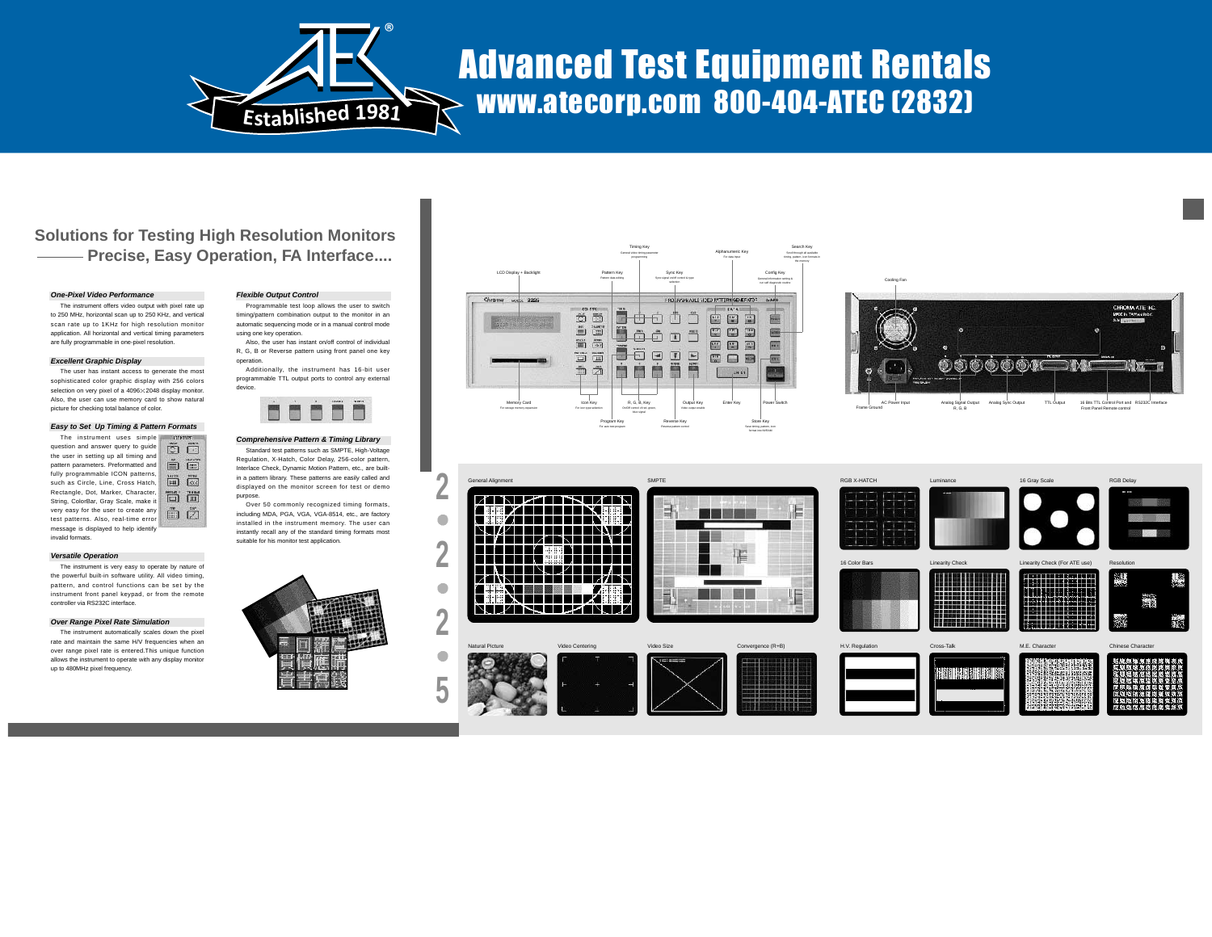# Advanced Test Equipment Rentals

**www.atecorp.com 800-404-ATEC (2832)**

Established 1981

## Solutions for Testing High Resolution Monitors

### ——— Precise, Easy Operation, FA Interface....

#### *One-Pixel Video Performance*

The instrument offers video output with pixel rate up to 250 MHz, horizontal scan up to 250 KHz, and vertical scan rate up to 1KHz for high resolution monitor application. All horizontal and vertical timing parameters are fully programmable in one-pixel resolution.

#### *Excellent Graphic Display*

The user has instant access to generate the most sophisticated color graphic display with 256 colors selection on very pixel of a 4096×2048 display monitor. Also, the user can use memory card to show natural picture for checking total balance of color.

#### *Easy to Set Up Timing & Pattern Formats*

The instrument uses simple question and answer query to guide the user in setting up all timing and pattern parameters. Preformatted and fully programmable ICON patterns, such as Circle, Line, Cross Hatch, Rectangle, Dot, Marker, Character, String, ColorBar, Gray Scale, make it very easy for the user to create any test patterns. Also, real-time error message is displayed to help identify invalid formats.

#### *Versatile Operation*

The instrument is very easy to operate by nature of the powerful built-in software utility. All video timing, pattern, and control functions can be set by the instrument front panel keypad, or from the remote controller via RS232C interface.

#### *Over Range Pixel Rate Simulation*

The instrument automatically scales down the pixel rate and maintain the same H/V frequencies when an over range pixel rate is entered.This unique function allows the instrument to operate with any display monitor up to 480MHz pixel frequency.

#### *Flexible Output Control*

Programmable test loop allows the user to switch timing/pattern combination output to the monitor in an automatic sequencing mode or in a manual control mode using one key operation.

Also, the user has instant on/off control of individual R, G, B or Reverse pattern using front panel one key operation.

Additionally, the instrument has 16-bit user programmable TTL output ports to control any external device.

#### *Comprehensive Pattern & Timing Library*

Standard test patterns such as SMPTE, High-Voltage Regulation, X-Hatch, Color Delay, 256-color pattern, Interlace Check, Dynamic Motion Pattern, etc., are built-in a pattern library. These patterns are easily called and displayed on the monitor screen for test or demo purpose.

Over 50 commonly recognized timing formats, including MDA, PGA, VGA, VGA-8514, etc., are factory installed in the instrument memory. The user can instantly recall any of the standard timing formats most suitable for his monitor test application.

Timing Key
Alphanumeric Key
Search Key
LCD Display + Backlight
Pattern Key
Sync Key
Config Key
Memory Card
Icon Key
R, G, B, Key
Output Key
Enter Key
Power Switch
Program Key
Reverse Key
Store Key

Cooling Fan
Frame Ground
AC Power Input
Analog Signal Output R, G, B
Analog Sync Output
TTL Output
16 Bits TTL Control Port and Front Panel Remote control
RS232C Interface

2225

General Alignment
SMPTE
RGB X-HATCH
Luminance
16 Gray Scale
RGB Delay
16 Color Bars
Linearity Check
Linearity Check (For ATE use)
Resolution
Natural Picture
Video Centering
Video Size
Convergence (R+B)
H.V. Regulation
Cross-Talk
M.E. Character
Chinese Character